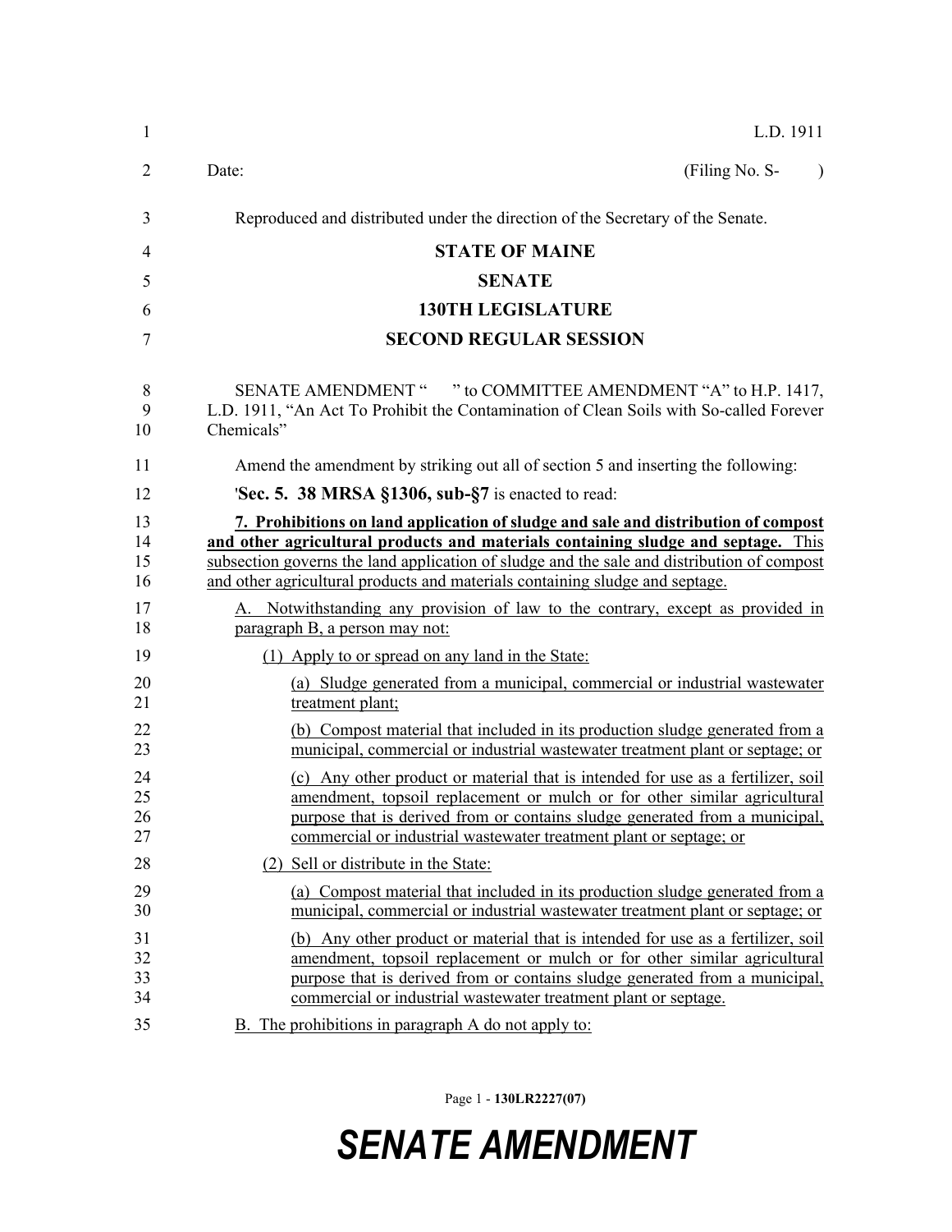L.D. 1911

Date: (Filing No. S- )

Reproduced and distributed under the direction of the Secretary of the Senate.

**STATE OF MAINE**

**SENATE**

**130TH LEGISLATURE**

**SECOND REGULAR SESSION**

SENATE AMENDMENT " " to COMMITTEE AMENDMENT "A" to H.P. 1417, L.D. 1911, "An Act To Prohibit the Contamination of Clean Soils with So-called Forever Chemicals"

Amend the amendment by striking out all of section 5 and inserting the following:

'**Sec. 5. 38 MRSA §1306, sub-§7** is enacted to read:

**7. Prohibitions on land application of sludge and sale and distribution of compost and other agricultural products and materials containing sludge and septage.** This subsection governs the land application of sludge and the sale and distribution of compost and other agricultural products and materials containing sludge and septage.

A. Notwithstanding any provision of law to the contrary, except as provided in paragraph B, a person may not:

(1) Apply to or spread on any land in the State:

(a) Sludge generated from a municipal, commercial or industrial wastewater treatment plant;

(b) Compost material that included in its production sludge generated from a municipal, commercial or industrial wastewater treatment plant or septage; or

(c) Any other product or material that is intended for use as a fertilizer, soil amendment, topsoil replacement or mulch or for other similar agricultural purpose that is derived from or contains sludge generated from a municipal, commercial or industrial wastewater treatment plant or septage; or

(2) Sell or distribute in the State:

(a) Compost material that included in its production sludge generated from a municipal, commercial or industrial wastewater treatment plant or septage; or

(b) Any other product or material that is intended for use as a fertilizer, soil amendment, topsoil replacement or mulch or for other similar agricultural purpose that is derived from or contains sludge generated from a municipal, commercial or industrial wastewater treatment plant or septage.

B. The prohibitions in paragraph A do not apply to:

Page 1 - 130LR2227(07)

***SENATE AMENDMENT***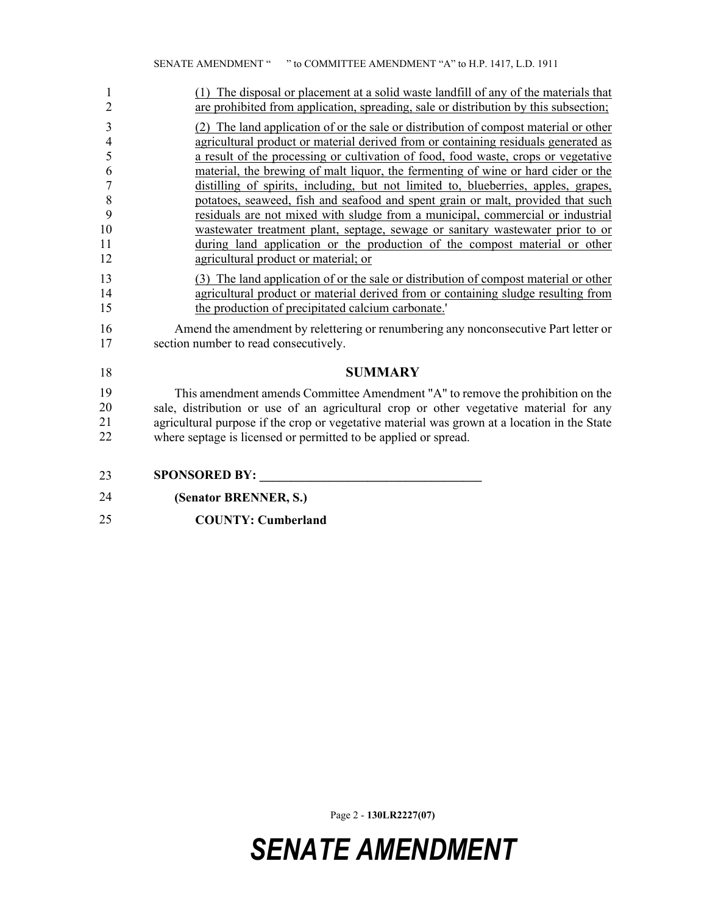(1) The disposal or placement at a solid waste landfill of any of the materials that are prohibited from application, spreading, sale or distribution by this subsection;

(2) The land application of or the sale or distribution of compost material or other agricultural product or material derived from or containing residuals generated as a result of the processing or cultivation of food, food waste, crops or vegetative material, the brewing of malt liquor, the fermenting of wine or hard cider or the distilling of spirits, including, but not limited to, blueberries, apples, grapes, potatoes, seaweed, fish and seafood and spent grain or malt, provided that such residuals are not mixed with sludge from a municipal, commercial or industrial wastewater treatment plant, septage, sewage or sanitary wastewater prior to or during land application or the production of the compost material or other agricultural product or material; or

(3) The land application of or the sale or distribution of compost material or other agricultural product or material derived from or containing sludge resulting from the production of precipitated calcium carbonate.'

Amend the amendment by relettering or renumbering any nonconsecutive Part letter or section number to read consecutively.

## SUMMARY

This amendment amends Committee Amendment "A" to remove the prohibition on the sale, distribution or use of an agricultural crop or other vegetative material for any agricultural purpose if the crop or vegetative material was grown at a location in the State where septage is licensed or permitted to be applied or spread.

**SPONSORED BY: ____________________________________**

**(Senator BRENNER, S.)**

**COUNTY: Cumberland**